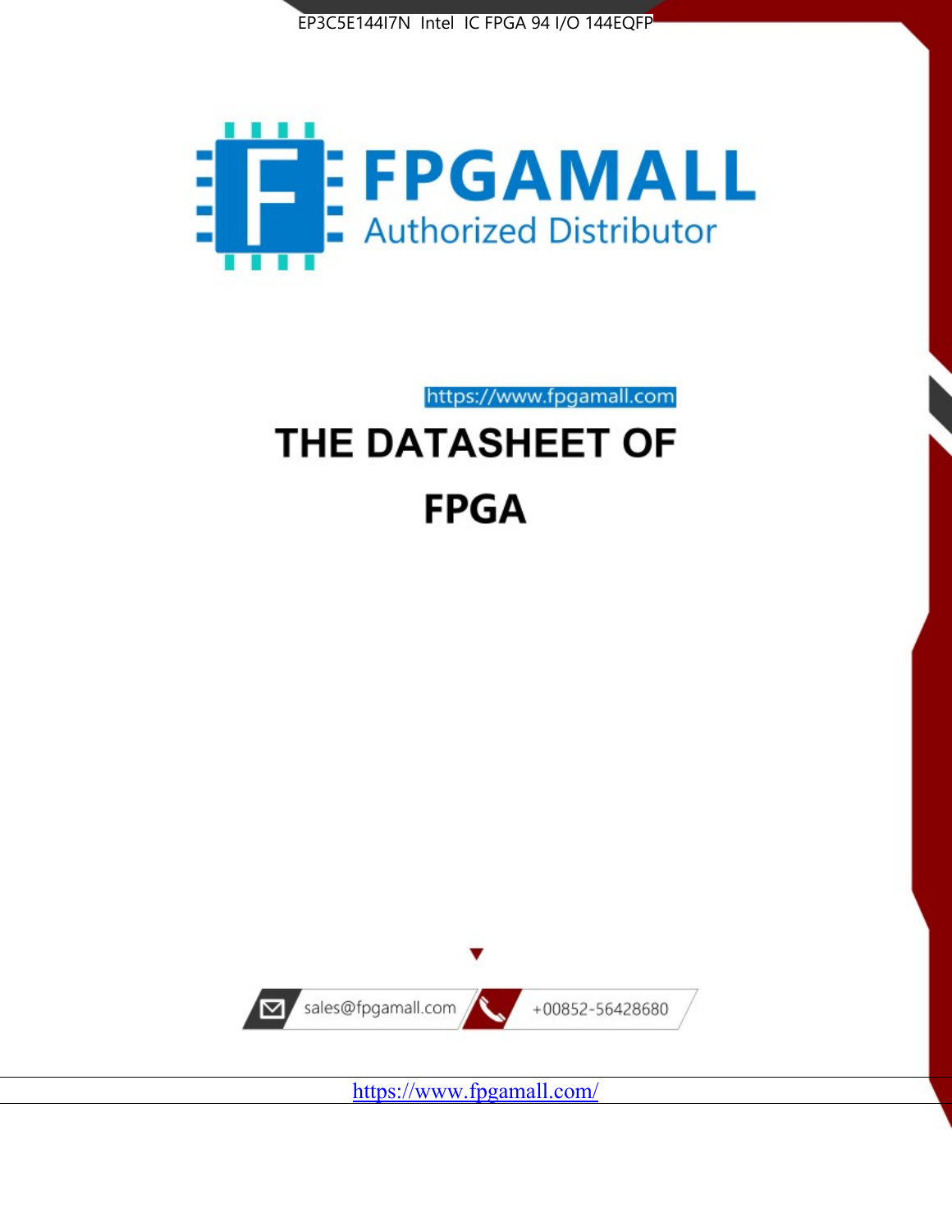EP3C5E144I7N Intel IC FPGA 94 I/O 144EQFP

FPGAMALL

Authorized Distributor

https://www.fpgamall.com

# THE DATASHEET OF

# FPGA

sales@fpgamall.com

+00852-56428680

https://www.fpgamall.com/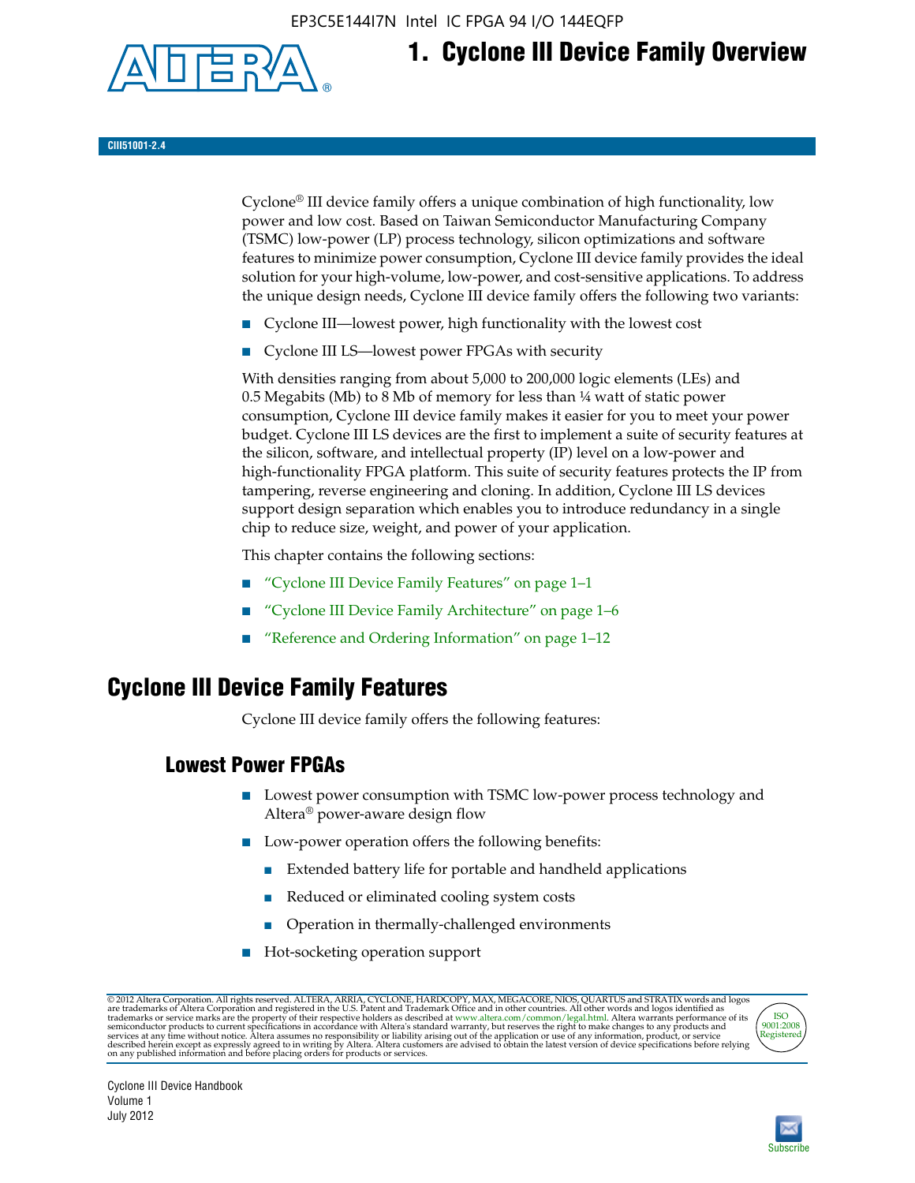# 1. Cyclone III Device Family Overview

CIII51001-2.4

Cyclone® III device family offers a unique combination of high functionality, low power and low cost. Based on Taiwan Semiconductor Manufacturing Company (TSMC) low-power (LP) process technology, silicon optimizations and software features to minimize power consumption, Cyclone III device family provides the ideal solution for your high-volume, low-power, and cost-sensitive applications. To address the unique design needs, Cyclone III device family offers the following two variants:

- Cyclone III—lowest power, high functionality with the lowest cost
- Cyclone III LS—lowest power FPGAs with security

With densities ranging from about 5,000 to 200,000 logic elements (LEs) and 0.5 Megabits (Mb) to 8 Mb of memory for less than ¼ watt of static power consumption, Cyclone III device family makes it easier for you to meet your power budget. Cyclone III LS devices are the first to implement a suite of security features at the silicon, software, and intellectual property (IP) level on a low-power and high-functionality FPGA platform. This suite of security features protects the IP from tampering, reverse engineering and cloning. In addition, Cyclone III LS devices support design separation which enables you to introduce redundancy in a single chip to reduce size, weight, and power of your application.

This chapter contains the following sections:

- "Cyclone III Device Family Features" on page 1–1
- "Cyclone III Device Family Architecture" on page 1–6
- "Reference and Ordering Information" on page 1–12

## Cyclone III Device Family Features

Cyclone III device family offers the following features:

### Lowest Power FPGAs

- Lowest power consumption with TSMC low-power process technology and Altera® power-aware design flow
- Low-power operation offers the following benefits:
  - Extended battery life for portable and handheld applications
  - Reduced or eliminated cooling system costs
  - Operation in thermally-challenged environments
- Hot-socketing operation support

© 2012 Altera Corporation. All rights reserved. ALTERA, ARRIA, CYCLONE, HARDCOPY, MAX, MEGACORE, NIOS, QUARTUS and STRATIX words and logos are trademarks of Altera Corporation and registered in the U.S. Patent and Trademark Office and in other countries. All other words and logos identified as trademarks or service marks are the property of their respective holders as described at www.altera.com/common/legal.html. Altera warrants performance of its semiconductor products to current specifications in accordance with Altera's standard warranty, but reserves the right to make changes to any products and services at any time without notice. Altera assumes no responsibility or liability arising out of the application or use of any information, product, or service described herein except as expressly agreed to in writing by Altera. Altera customers are advised to obtain the latest version of device specifications before relying on any published information and before placing orders for products or services.

ISO 9001:2008 Registered

Cyclone III Device Handbook
Volume 1
July 2012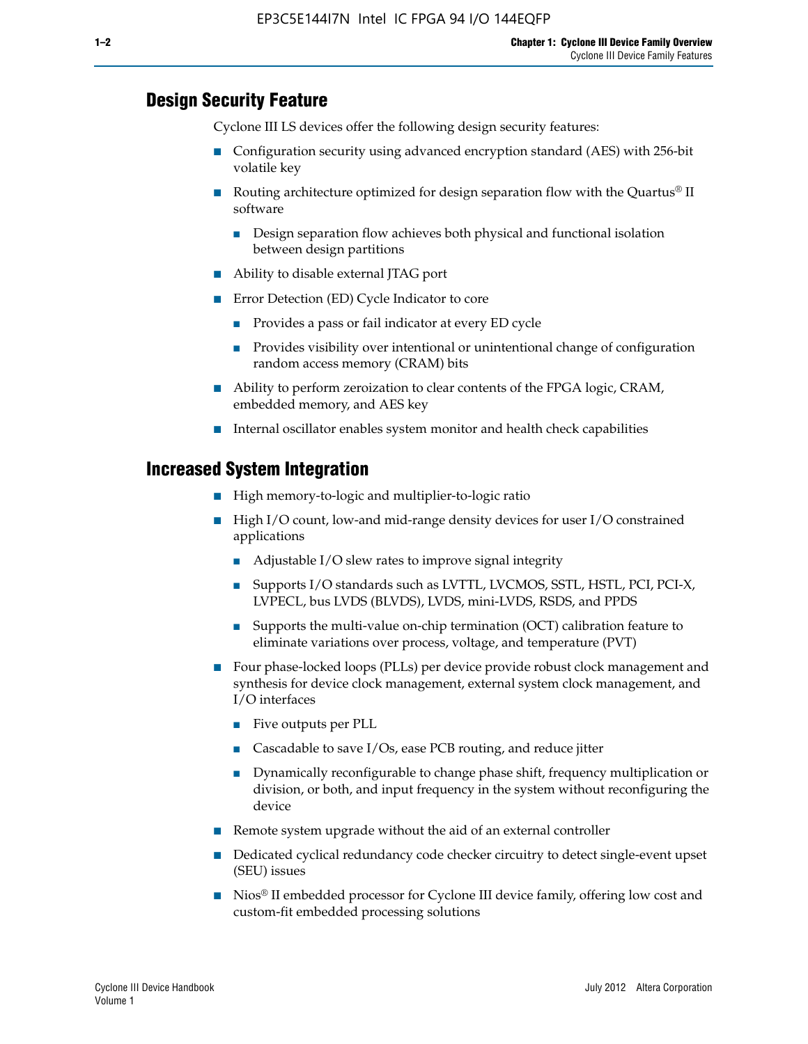## Design Security Feature

Cyclone III LS devices offer the following design security features:

- Configuration security using advanced encryption standard (AES) with 256-bit volatile key
- Routing architecture optimized for design separation flow with the Quartus® II software
  - Design separation flow achieves both physical and functional isolation between design partitions
- Ability to disable external JTAG port
- Error Detection (ED) Cycle Indicator to core
  - Provides a pass or fail indicator at every ED cycle
  - Provides visibility over intentional or unintentional change of configuration random access memory (CRAM) bits
- Ability to perform zeroization to clear contents of the FPGA logic, CRAM, embedded memory, and AES key
- Internal oscillator enables system monitor and health check capabilities

## Increased System Integration

- High memory-to-logic and multiplier-to-logic ratio
- High I/O count, low-and mid-range density devices for user I/O constrained applications
  - Adjustable I/O slew rates to improve signal integrity
  - Supports I/O standards such as LVTTL, LVCMOS, SSTL, HSTL, PCI, PCI-X, LVPECL, bus LVDS (BLVDS), LVDS, mini-LVDS, RSDS, and PPDS
  - Supports the multi-value on-chip termination (OCT) calibration feature to eliminate variations over process, voltage, and temperature (PVT)
- Four phase-locked loops (PLLs) per device provide robust clock management and synthesis for device clock management, external system clock management, and I/O interfaces
  - Five outputs per PLL
  - Cascadable to save I/Os, ease PCB routing, and reduce jitter
  - Dynamically reconfigurable to change phase shift, frequency multiplication or division, or both, and input frequency in the system without reconfiguring the device
- Remote system upgrade without the aid of an external controller
- Dedicated cyclical redundancy code checker circuitry to detect single-event upset (SEU) issues
- Nios® II embedded processor for Cyclone III device family, offering low cost and custom-fit embedded processing solutions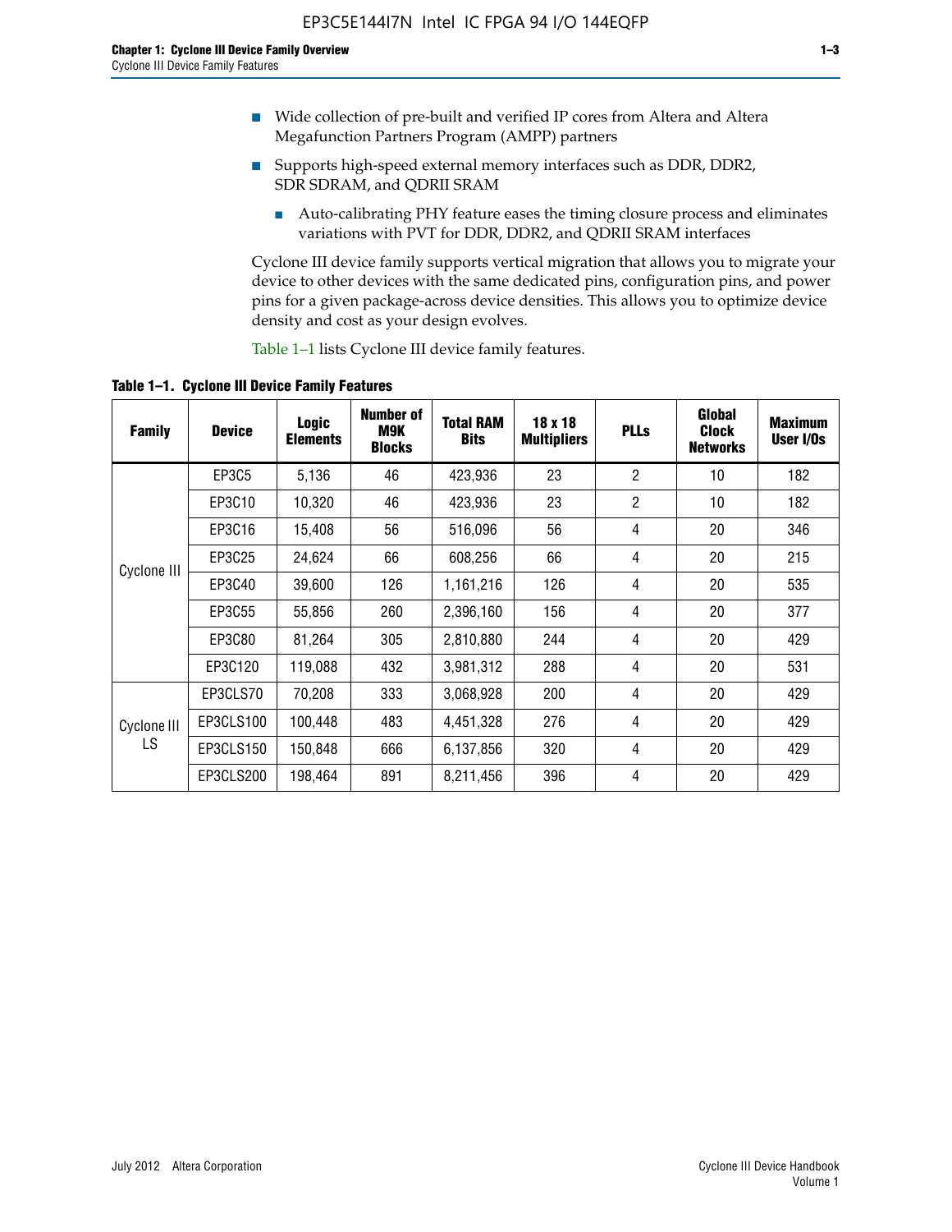- Wide collection of pre-built and verified IP cores from Altera and Altera Megafunction Partners Program (AMPP) partners
- Supports high-speed external memory interfaces such as DDR, DDR2, SDR SDRAM, and QDRII SRAM
  - Auto-calibrating PHY feature eases the timing closure process and eliminates variations with PVT for DDR, DDR2, and QDRII SRAM interfaces

Cyclone III device family supports vertical migration that allows you to migrate your device to other devices with the same dedicated pins, configuration pins, and power pins for a given package-across device densities. This allows you to optimize device density and cost as your design evolves.

Table 1–1 lists Cyclone III device family features.

**Table 1–1. Cyclone III Device Family Features**

| Family | Device | Logic Elements | Number of M9K Blocks | Total RAM Bits | 18 x 18 Multipliers | PLLs | Global Clock Networks | Maximum User I/Os |
|---|---|---|---|---|---|---|---|---|
| Cyclone III | EP3C5 | 5,136 | 46 | 423,936 | 23 | 2 | 10 | 182 |
| | EP3C10 | 10,320 | 46 | 423,936 | 23 | 2 | 10 | 182 |
| | EP3C16 | 15,408 | 56 | 516,096 | 56 | 4 | 20 | 346 |
| | EP3C25 | 24,624 | 66 | 608,256 | 66 | 4 | 20 | 215 |
| | EP3C40 | 39,600 | 126 | 1,161,216 | 126 | 4 | 20 | 535 |
| | EP3C55 | 55,856 | 260 | 2,396,160 | 156 | 4 | 20 | 377 |
| | EP3C80 | 81,264 | 305 | 2,810,880 | 244 | 4 | 20 | 429 |
| | EP3C120 | 119,088 | 432 | 3,981,312 | 288 | 4 | 20 | 531 |
| Cyclone III LS | EP3CLS70 | 70,208 | 333 | 3,068,928 | 200 | 4 | 20 | 429 |
| | EP3CLS100 | 100,448 | 483 | 4,451,328 | 276 | 4 | 20 | 429 |
| | EP3CLS150 | 150,848 | 666 | 6,137,856 | 320 | 4 | 20 | 429 |
| | EP3CLS200 | 198,464 | 891 | 8,211,456 | 396 | 4 | 20 | 429 |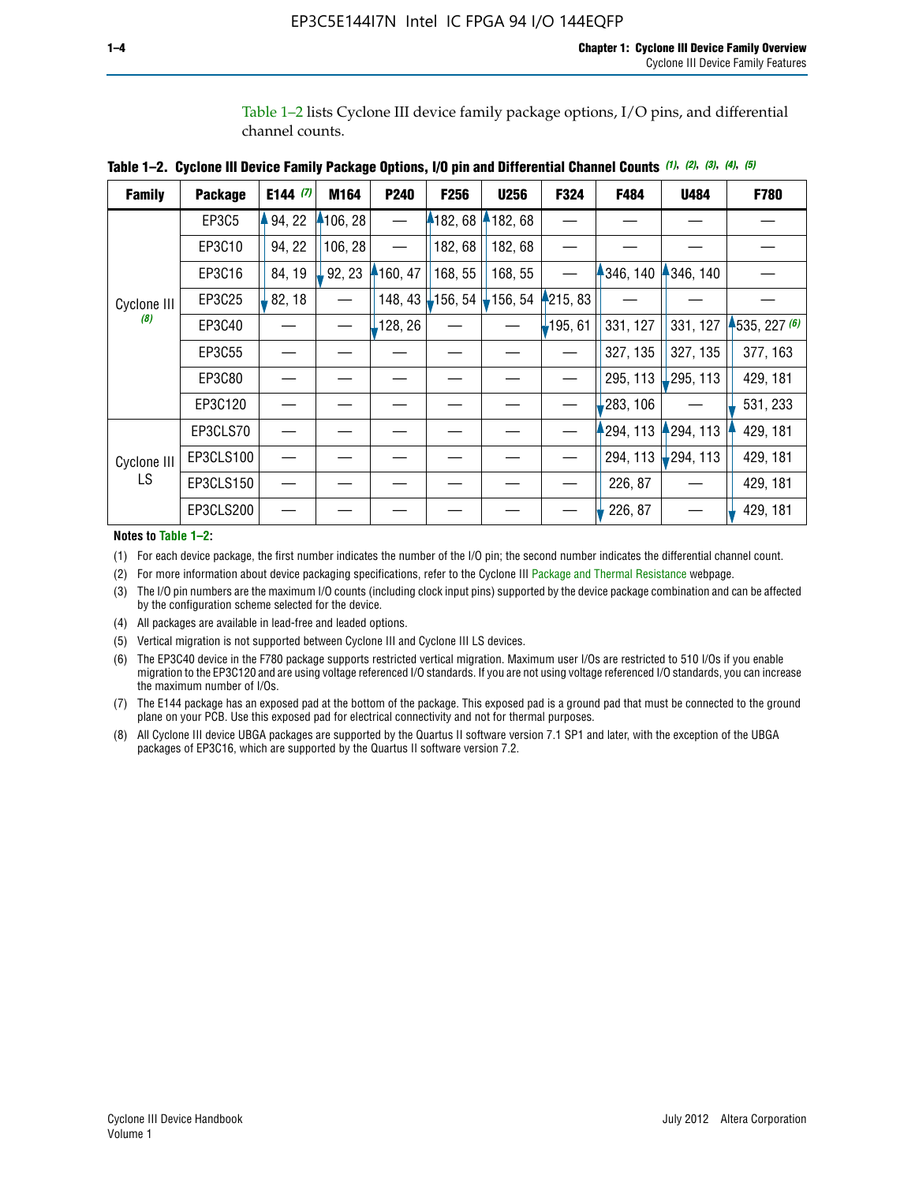Table 1–2 lists Cyclone III device family package options, I/O pins, and differential channel counts.

**Table 1–2. Cyclone III Device Family Package Options, I/O pin and Differential Channel Counts** *(1), (2), (3), (4), (5)*

| Family | Package | E144 *(7)* | M164 | P240 | F256 | U256 | F324 | F484 | U484 | F780 |
|---|---|---|---|---|---|---|---|---|---|---|
| Cyclone III *(8)* | EP3C5 | 94, 22 | 106, 28 | — | 182, 68 | 182, 68 | — | — | — | — |
| | EP3C10 | 94, 22 | 106, 28 | — | 182, 68 | 182, 68 | — | — | — | — |
| | EP3C16 | 84, 19 | 92, 23 | 160, 47 | 168, 55 | 168, 55 | — | 346, 140 | 346, 140 | — |
| | EP3C25 | 82, 18 | — | 148, 43 | 156, 54 | 156, 54 | 215, 83 | — | — | — |
| | EP3C40 | — | — | 128, 26 | — | — | 195, 61 | 331, 127 | 331, 127 | 535, 227 *(6)* |
| | EP3C55 | — | — | — | — | — | — | 327, 135 | 327, 135 | 377, 163 |
| | EP3C80 | — | — | — | — | — | — | 295, 113 | 295, 113 | 429, 181 |
| | EP3C120 | — | — | — | — | — | — | 283, 106 | — | 531, 233 |
| Cyclone III LS | EP3CLS70 | — | — | — | — | — | — | 294, 113 | 294, 113 | 429, 181 |
| | EP3CLS100 | — | — | — | — | — | — | 294, 113 | 294, 113 | 429, 181 |
| | EP3CLS150 | — | — | — | — | — | — | 226, 87 | — | 429, 181 |
| | EP3CLS200 | — | — | — | — | — | — | 226, 87 | — | 429, 181 |

**Notes to Table 1–2:**

(1) For each device package, the first number indicates the number of the I/O pin; the second number indicates the differential channel count.

(2) For more information about device packaging specifications, refer to the Cyclone III Package and Thermal Resistance webpage.

(3) The I/O pin numbers are the maximum I/O counts (including clock input pins) supported by the device package combination and can be affected by the configuration scheme selected for the device.

(4) All packages are available in lead-free and leaded options.

(5) Vertical migration is not supported between Cyclone III and Cyclone III LS devices.

(6) The EP3C40 device in the F780 package supports restricted vertical migration. Maximum user I/Os are restricted to 510 I/Os if you enable migration to the EP3C120 and are using voltage referenced I/O standards. If you are not using voltage referenced I/O standards, you can increase the maximum number of I/Os.

(7) The E144 package has an exposed pad at the bottom of the package. This exposed pad is a ground pad that must be connected to the ground plane on your PCB. Use this exposed pad for electrical connectivity and not for thermal purposes.

(8) All Cyclone III device UBGA packages are supported by the Quartus II software version 7.1 SP1 and later, with the exception of the UBGA packages of EP3C16, which are supported by the Quartus II software version 7.2.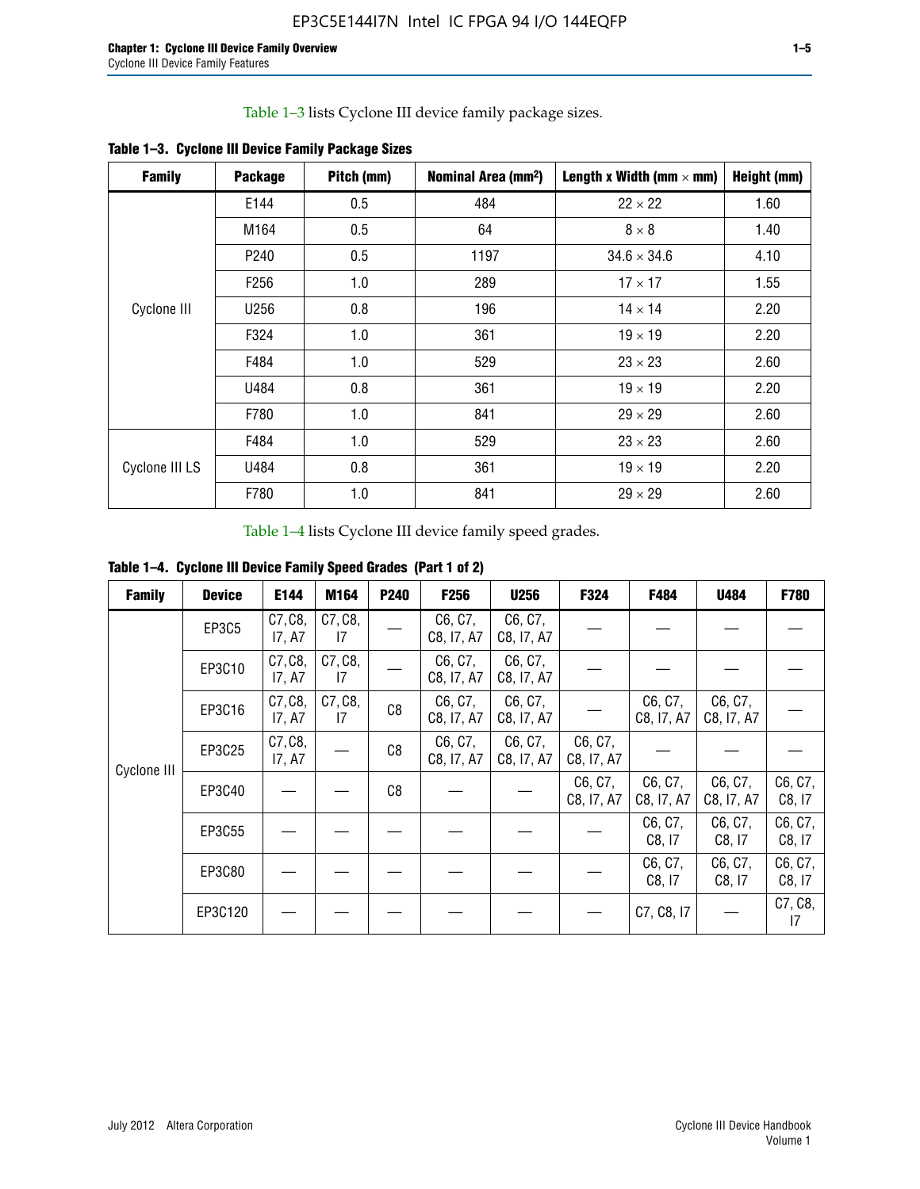Table 1–3 lists Cyclone III device family package sizes.

**Table 1–3. Cyclone III Device Family Package Sizes**

| Family | Package | Pitch (mm) | Nominal Area (mm²) | Length x Width (mm × mm) | Height (mm) |
|---|---|---|---|---|---|
| Cyclone III | E144 | 0.5 | 484 | 22 × 22 | 1.60 |
| | M164 | 0.5 | 64 | 8 × 8 | 1.40 |
| | P240 | 0.5 | 1197 | 34.6 × 34.6 | 4.10 |
| | F256 | 1.0 | 289 | 17 × 17 | 1.55 |
| | U256 | 0.8 | 196 | 14 × 14 | 2.20 |
| | F324 | 1.0 | 361 | 19 × 19 | 2.20 |
| | F484 | 1.0 | 529 | 23 × 23 | 2.60 |
| | U484 | 0.8 | 361 | 19 × 19 | 2.20 |
| | F780 | 1.0 | 841 | 29 × 29 | 2.60 |
| Cyclone III LS | F484 | 1.0 | 529 | 23 × 23 | 2.60 |
| | U484 | 0.8 | 361 | 19 × 19 | 2.20 |
| | F780 | 1.0 | 841 | 29 × 29 | 2.60 |

Table 1–4 lists Cyclone III device family speed grades.

**Table 1–4. Cyclone III Device Family Speed Grades (Part 1 of 2)**

| Family | Device | E144 | M164 | P240 | F256 | U256 | F324 | F484 | U484 | F780 |
|---|---|---|---|---|---|---|---|---|---|---|
| Cyclone III | EP3C5 | C7, C8, I7, A7 | C7, C8, I7 | — | C6, C7, C8, I7, A7 | C6, C7, C8, I7, A7 | — | — | — | — |
| | EP3C10 | C7, C8, I7, A7 | C7, C8, I7 | — | C6, C7, C8, I7, A7 | C6, C7, C8, I7, A7 | — | — | — | — |
| | EP3C16 | C7, C8, I7, A7 | C7, C8, I7 | C8 | C6, C7, C8, I7, A7 | C6, C7, C8, I7, A7 | — | C6, C7, C8, I7, A7 | C6, C7, C8, I7, A7 | — |
| | EP3C25 | C7, C8, I7, A7 | — | C8 | C6, C7, C8, I7, A7 | C6, C7, C8, I7, A7 | C6, C7, C8, I7, A7 | — | — | — |
| | EP3C40 | — | — | C8 | — | — | C6, C7, C8, I7, A7 | C6, C7, C8, I7, A7 | C6, C7, C8, I7, A7 | C6, C7, C8, I7 |
| | EP3C55 | — | — | — | — | — | — | C6, C7, C8, I7 | C6, C7, C8, I7 | C6, C7, C8, I7 |
| | EP3C80 | — | — | — | — | — | — | C6, C7, C8, I7 | C6, C7, C8, I7 | C6, C7, C8, I7 |
| | EP3C120 | — | — | — | — | — | — | C7, C8, I7 | — | C7, C8, I7 |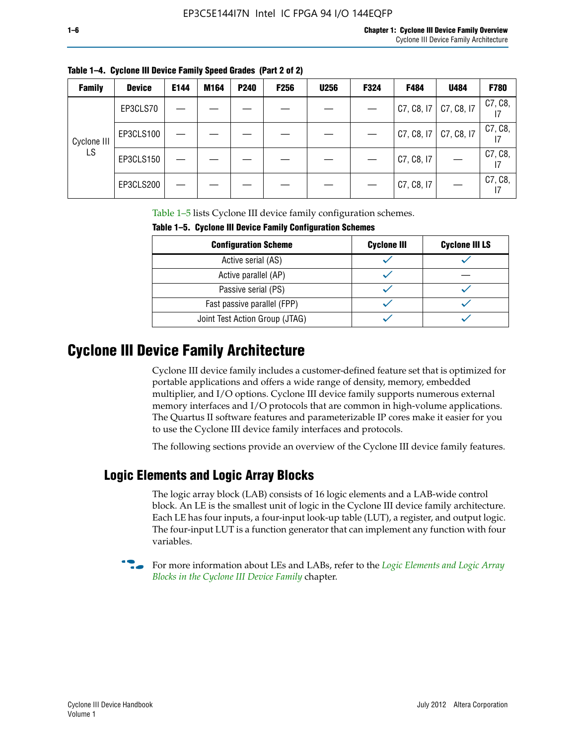**Table 1–4. Cyclone III Device Family Speed Grades (Part 2 of 2)**

| Family | Device | E144 | M164 | P240 | F256 | U256 | F324 | F484 | U484 | F780 |
|---|---|---|---|---|---|---|---|---|---|---|
| Cyclone III LS | EP3CLS70 | — | — | — | — | — | — | C7, C8, I7 | C7, C8, I7 | C7, C8, I7 |
| | EP3CLS100 | — | — | — | — | — | — | C7, C8, I7 | C7, C8, I7 | C7, C8, I7 |
| | EP3CLS150 | — | — | — | — | — | — | C7, C8, I7 | — | C7, C8, I7 |
| | EP3CLS200 | — | — | — | — | — | — | C7, C8, I7 | — | C7, C8, I7 |

Table 1–5 lists Cyclone III device family configuration schemes.

**Table 1–5. Cyclone III Device Family Configuration Schemes**

| Configuration Scheme | Cyclone III | Cyclone III LS |
|---|---|---|
| Active serial (AS) | ✓ | ✓ |
| Active parallel (AP) | ✓ | — |
| Passive serial (PS) | ✓ | ✓ |
| Fast passive parallel (FPP) | ✓ | ✓ |
| Joint Test Action Group (JTAG) | ✓ | ✓ |

# Cyclone III Device Family Architecture

Cyclone III device family includes a customer-defined feature set that is optimized for portable applications and offers a wide range of density, memory, embedded multiplier, and I/O options. Cyclone III device family supports numerous external memory interfaces and I/O protocols that are common in high-volume applications. The Quartus II software features and parameterizable IP cores make it easier for you to use the Cyclone III device family interfaces and protocols.

The following sections provide an overview of the Cyclone III device family features.

## Logic Elements and Logic Array Blocks

The logic array block (LAB) consists of 16 logic elements and a LAB-wide control block. An LE is the smallest unit of logic in the Cyclone III device family architecture. Each LE has four inputs, a four-input look-up table (LUT), a register, and output logic. The four-input LUT is a function generator that can implement any function with four variables.

For more information about LEs and LABs, refer to the *Logic Elements and Logic Array Blocks in the Cyclone III Device Family* chapter.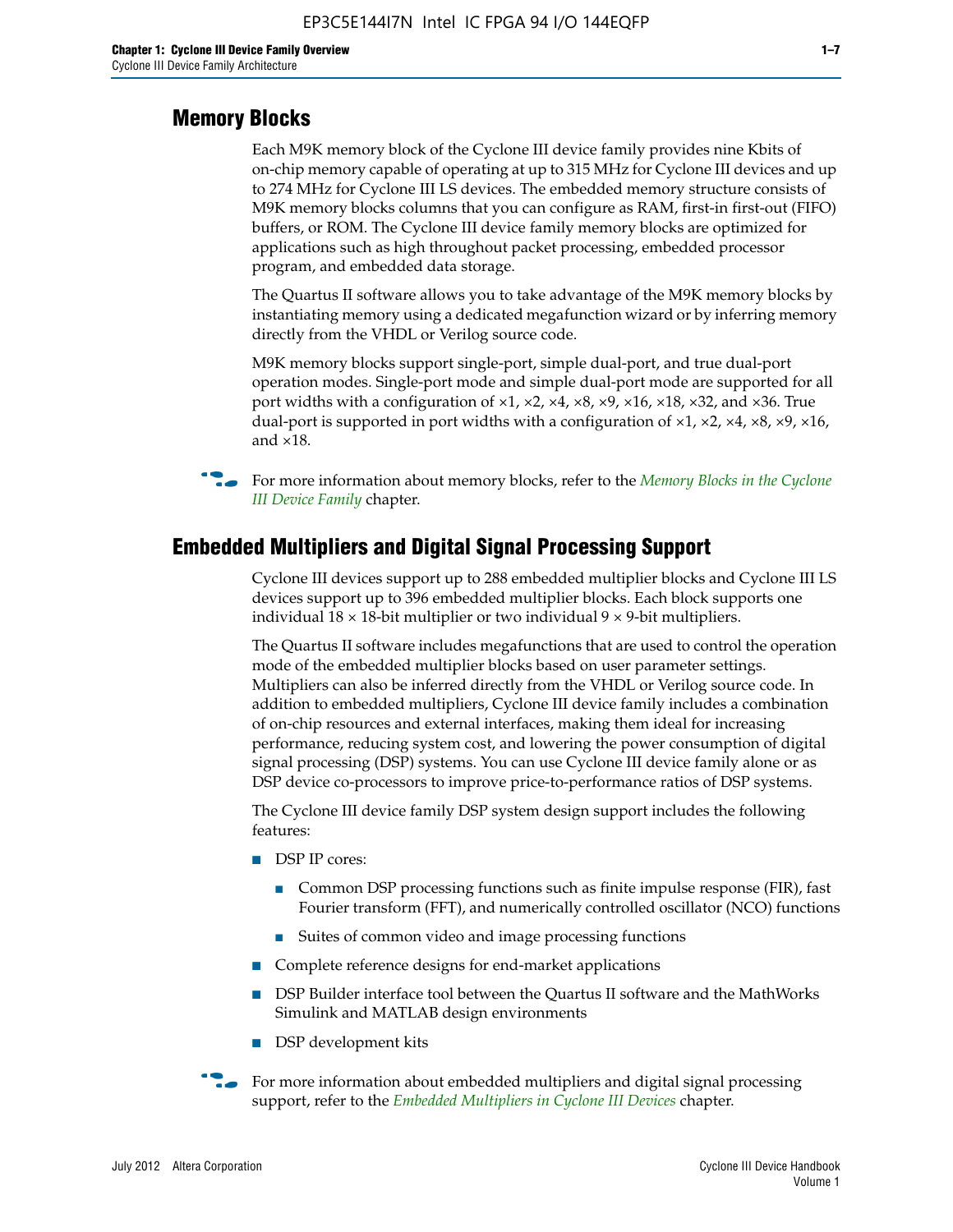## Memory Blocks

Each M9K memory block of the Cyclone III device family provides nine Kbits of on-chip memory capable of operating at up to 315 MHz for Cyclone III devices and up to 274 MHz for Cyclone III LS devices. The embedded memory structure consists of M9K memory blocks columns that you can configure as RAM, first-in first-out (FIFO) buffers, or ROM. The Cyclone III device family memory blocks are optimized for applications such as high throughout packet processing, embedded processor program, and embedded data storage.

The Quartus II software allows you to take advantage of the M9K memory blocks by instantiating memory using a dedicated megafunction wizard or by inferring memory directly from the VHDL or Verilog source code.

M9K memory blocks support single-port, simple dual-port, and true dual-port operation modes. Single-port mode and simple dual-port mode are supported for all port widths with a configuration of ×1, ×2, ×4, ×8, ×9, ×16, ×18, ×32, and ×36. True dual-port is supported in port widths with a configuration of ×1, ×2, ×4, ×8, ×9, ×16, and ×18.

For more information about memory blocks, refer to the *Memory Blocks in the Cyclone III Device Family* chapter.

## Embedded Multipliers and Digital Signal Processing Support

Cyclone III devices support up to 288 embedded multiplier blocks and Cyclone III LS devices support up to 396 embedded multiplier blocks. Each block supports one individual 18 × 18-bit multiplier or two individual 9 × 9-bit multipliers.

The Quartus II software includes megafunctions that are used to control the operation mode of the embedded multiplier blocks based on user parameter settings. Multipliers can also be inferred directly from the VHDL or Verilog source code. In addition to embedded multipliers, Cyclone III device family includes a combination of on-chip resources and external interfaces, making them ideal for increasing performance, reducing system cost, and lowering the power consumption of digital signal processing (DSP) systems. You can use Cyclone III device family alone or as DSP device co-processors to improve price-to-performance ratios of DSP systems.

The Cyclone III device family DSP system design support includes the following features:

- DSP IP cores:
  - Common DSP processing functions such as finite impulse response (FIR), fast Fourier transform (FFT), and numerically controlled oscillator (NCO) functions
  - Suites of common video and image processing functions
- Complete reference designs for end-market applications
- DSP Builder interface tool between the Quartus II software and the MathWorks Simulink and MATLAB design environments
- DSP development kits

For more information about embedded multipliers and digital signal processing support, refer to the *Embedded Multipliers in Cyclone III Devices* chapter.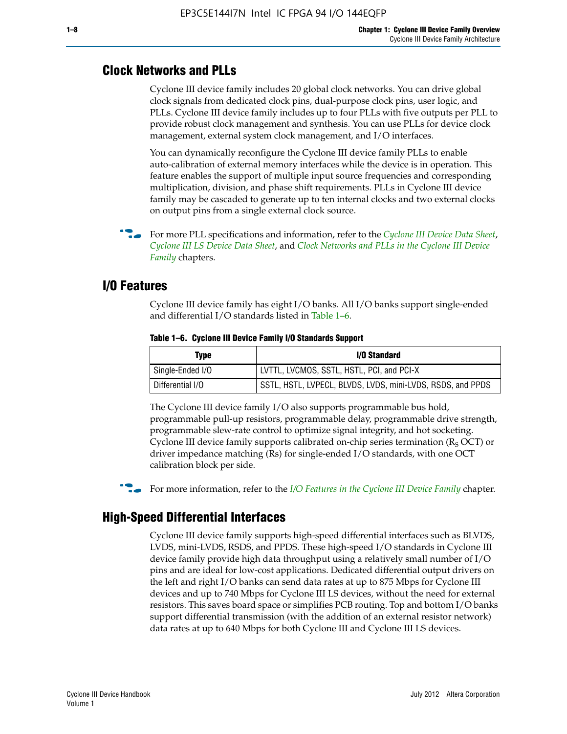## Clock Networks and PLLs

Cyclone III device family includes 20 global clock networks. You can drive global clock signals from dedicated clock pins, dual-purpose clock pins, user logic, and PLLs. Cyclone III device family includes up to four PLLs with five outputs per PLL to provide robust clock management and synthesis. You can use PLLs for device clock management, external system clock management, and I/O interfaces.

You can dynamically reconfigure the Cyclone III device family PLLs to enable auto-calibration of external memory interfaces while the device is in operation. This feature enables the support of multiple input source frequencies and corresponding multiplication, division, and phase shift requirements. PLLs in Cyclone III device family may be cascaded to generate up to ten internal clocks and two external clocks on output pins from a single external clock source.

For more PLL specifications and information, refer to the *Cyclone III Device Data Sheet*, *Cyclone III LS Device Data Sheet*, and *Clock Networks and PLLs in the Cyclone III Device Family* chapters.

## I/O Features

Cyclone III device family has eight I/O banks. All I/O banks support single-ended and differential I/O standards listed in Table 1–6.

**Table 1–6. Cyclone III Device Family I/O Standards Support**

| Type | I/O Standard |
|---|---|
| Single-Ended I/O | LVTTL, LVCMOS, SSTL, HSTL, PCI, and PCI-X |
| Differential I/O | SSTL, HSTL, LVPECL, BLVDS, LVDS, mini-LVDS, RSDS, and PPDS |

The Cyclone III device family I/O also supports programmable bus hold, programmable pull-up resistors, programmable delay, programmable drive strength, programmable slew-rate control to optimize signal integrity, and hot socketing. Cyclone III device family supports calibrated on-chip series termination ($R_S$ OCT) or driver impedance matching (Rs) for single-ended I/O standards, with one OCT calibration block per side.

For more information, refer to the *I/O Features in the Cyclone III Device Family* chapter.

## High-Speed Differential Interfaces

Cyclone III device family supports high-speed differential interfaces such as BLVDS, LVDS, mini-LVDS, RSDS, and PPDS. These high-speed I/O standards in Cyclone III device family provide high data throughput using a relatively small number of I/O pins and are ideal for low-cost applications. Dedicated differential output drivers on the left and right I/O banks can send data rates at up to 875 Mbps for Cyclone III devices and up to 740 Mbps for Cyclone III LS devices, without the need for external resistors. This saves board space or simplifies PCB routing. Top and bottom I/O banks support differential transmission (with the addition of an external resistor network) data rates at up to 640 Mbps for both Cyclone III and Cyclone III LS devices.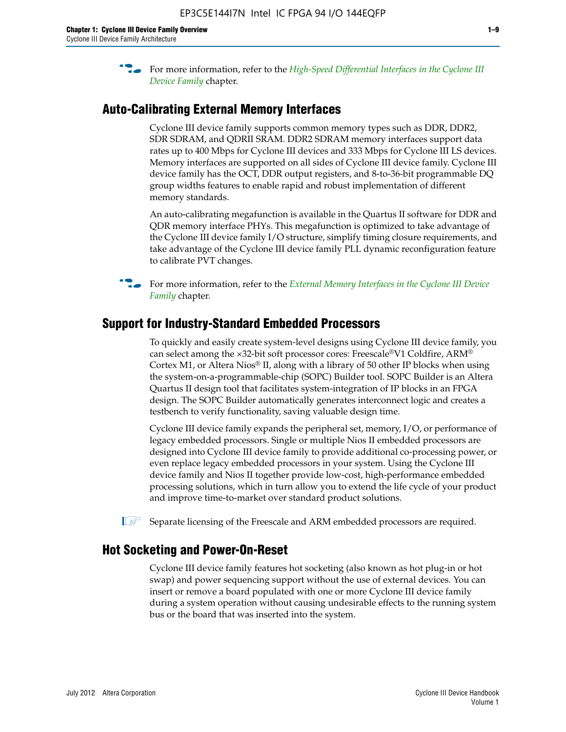For more information, refer to the *High-Speed Differential Interfaces in the Cyclone III Device Family* chapter.

## Auto-Calibrating External Memory Interfaces

Cyclone III device family supports common memory types such as DDR, DDR2, SDR SDRAM, and QDRII SRAM. DDR2 SDRAM memory interfaces support data rates up to 400 Mbps for Cyclone III devices and 333 Mbps for Cyclone III LS devices. Memory interfaces are supported on all sides of Cyclone III device family. Cyclone III device family has the OCT, DDR output registers, and 8-to-36-bit programmable DQ group widths features to enable rapid and robust implementation of different memory standards.

An auto-calibrating megafunction is available in the Quartus II software for DDR and QDR memory interface PHYs. This megafunction is optimized to take advantage of the Cyclone III device family I/O structure, simplify timing closure requirements, and take advantage of the Cyclone III device family PLL dynamic reconfiguration feature to calibrate PVT changes.

For more information, refer to the *External Memory Interfaces in the Cyclone III Device Family* chapter.

## Support for Industry-Standard Embedded Processors

To quickly and easily create system-level designs using Cyclone III device family, you can select among the ×32-bit soft processor cores: Freescale®V1 Coldfire, ARM® Cortex M1, or Altera Nios® II, along with a library of 50 other IP blocks when using the system-on-a-programmable-chip (SOPC) Builder tool. SOPC Builder is an Altera Quartus II design tool that facilitates system-integration of IP blocks in an FPGA design. The SOPC Builder automatically generates interconnect logic and creates a testbench to verify functionality, saving valuable design time.

Cyclone III device family expands the peripheral set, memory, I/O, or performance of legacy embedded processors. Single or multiple Nios II embedded processors are designed into Cyclone III device family to provide additional co-processing power, or even replace legacy embedded processors in your system. Using the Cyclone III device family and Nios II together provide low-cost, high-performance embedded processing solutions, which in turn allow you to extend the life cycle of your product and improve time-to-market over standard product solutions.

Separate licensing of the Freescale and ARM embedded processors are required.

## Hot Socketing and Power-On-Reset

Cyclone III device family features hot socketing (also known as hot plug-in or hot swap) and power sequencing support without the use of external devices. You can insert or remove a board populated with one or more Cyclone III device family during a system operation without causing undesirable effects to the running system bus or the board that was inserted into the system.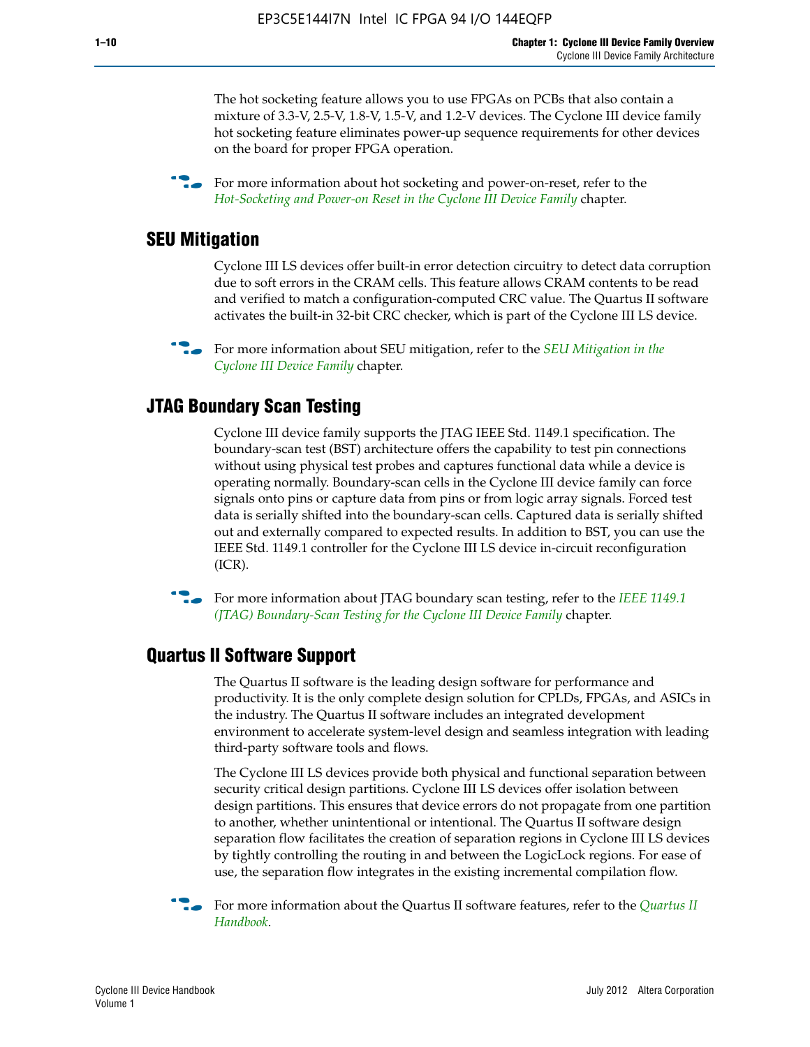The hot socketing feature allows you to use FPGAs on PCBs that also contain a mixture of 3.3-V, 2.5-V, 1.8-V, 1.5-V, and 1.2-V devices. The Cyclone III device family hot socketing feature eliminates power-up sequence requirements for other devices on the board for proper FPGA operation.

For more information about hot socketing and power-on-reset, refer to the *Hot-Socketing and Power-on Reset in the Cyclone III Device Family* chapter.

## SEU Mitigation

Cyclone III LS devices offer built-in error detection circuitry to detect data corruption due to soft errors in the CRAM cells. This feature allows CRAM contents to be read and verified to match a configuration-computed CRC value. The Quartus II software activates the built-in 32-bit CRC checker, which is part of the Cyclone III LS device.

For more information about SEU mitigation, refer to the *SEU Mitigation in the Cyclone III Device Family* chapter.

## JTAG Boundary Scan Testing

Cyclone III device family supports the JTAG IEEE Std. 1149.1 specification. The boundary-scan test (BST) architecture offers the capability to test pin connections without using physical test probes and captures functional data while a device is operating normally. Boundary-scan cells in the Cyclone III device family can force signals onto pins or capture data from pins or from logic array signals. Forced test data is serially shifted into the boundary-scan cells. Captured data is serially shifted out and externally compared to expected results. In addition to BST, you can use the IEEE Std. 1149.1 controller for the Cyclone III LS device in-circuit reconfiguration (ICR).

For more information about JTAG boundary scan testing, refer to the *IEEE 1149.1 (JTAG) Boundary-Scan Testing for the Cyclone III Device Family* chapter.

## Quartus II Software Support

The Quartus II software is the leading design software for performance and productivity. It is the only complete design solution for CPLDs, FPGAs, and ASICs in the industry. The Quartus II software includes an integrated development environment to accelerate system-level design and seamless integration with leading third-party software tools and flows.

The Cyclone III LS devices provide both physical and functional separation between security critical design partitions. Cyclone III LS devices offer isolation between design partitions. This ensures that device errors do not propagate from one partition to another, whether unintentional or intentional. The Quartus II software design separation flow facilitates the creation of separation regions in Cyclone III LS devices by tightly controlling the routing in and between the LogicLock regions. For ease of use, the separation flow integrates in the existing incremental compilation flow.

For more information about the Quartus II software features, refer to the *Quartus II Handbook*.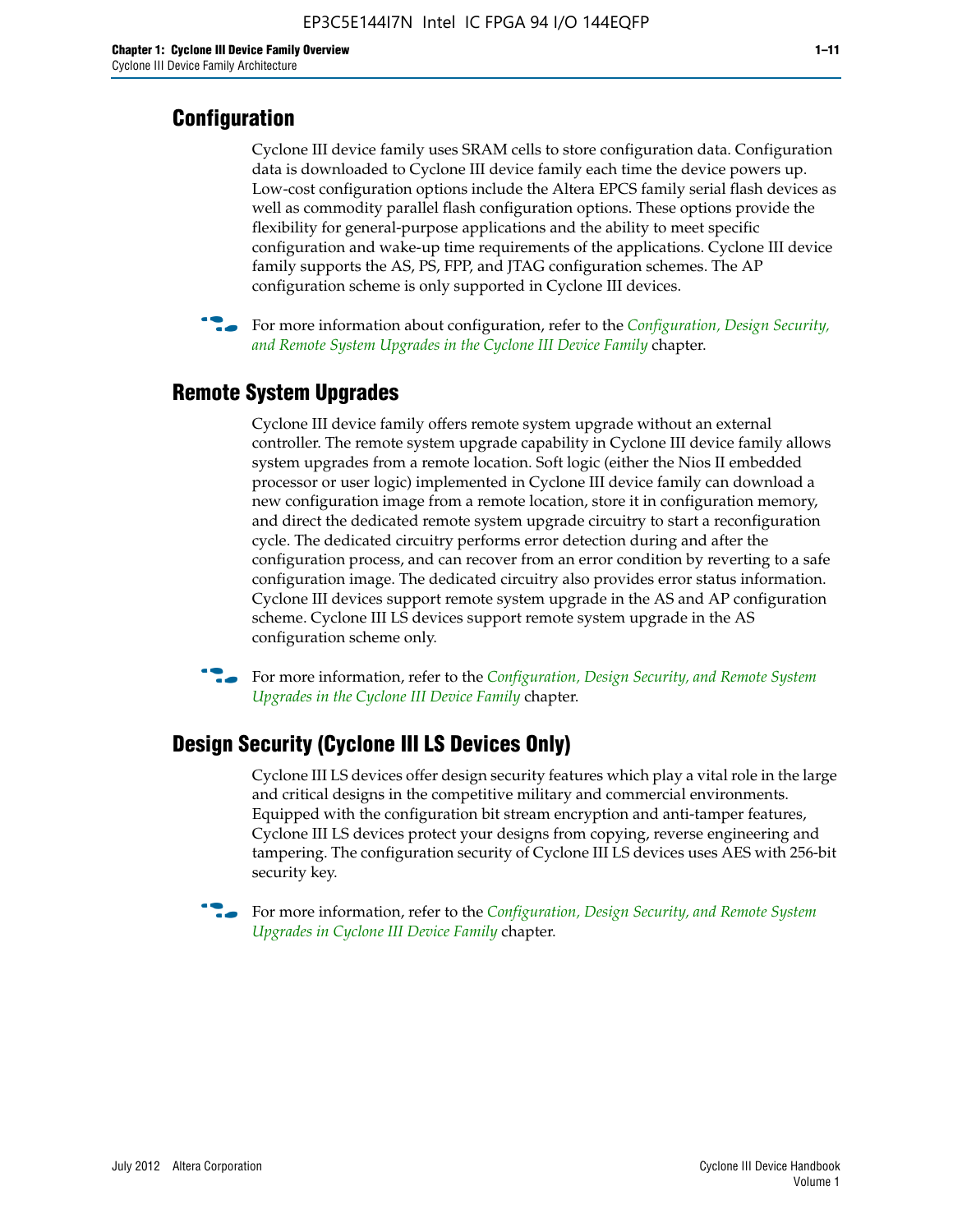## Configuration

Cyclone III device family uses SRAM cells to store configuration data. Configuration data is downloaded to Cyclone III device family each time the device powers up. Low-cost configuration options include the Altera EPCS family serial flash devices as well as commodity parallel flash configuration options. These options provide the flexibility for general-purpose applications and the ability to meet specific configuration and wake-up time requirements of the applications. Cyclone III device family supports the AS, PS, FPP, and JTAG configuration schemes. The AP configuration scheme is only supported in Cyclone III devices.

For more information about configuration, refer to the *Configuration, Design Security, and Remote System Upgrades in the Cyclone III Device Family* chapter.

## Remote System Upgrades

Cyclone III device family offers remote system upgrade without an external controller. The remote system upgrade capability in Cyclone III device family allows system upgrades from a remote location. Soft logic (either the Nios II embedded processor or user logic) implemented in Cyclone III device family can download a new configuration image from a remote location, store it in configuration memory, and direct the dedicated remote system upgrade circuitry to start a reconfiguration cycle. The dedicated circuitry performs error detection during and after the configuration process, and can recover from an error condition by reverting to a safe configuration image. The dedicated circuitry also provides error status information. Cyclone III devices support remote system upgrade in the AS and AP configuration scheme. Cyclone III LS devices support remote system upgrade in the AS configuration scheme only.

For more information, refer to the *Configuration, Design Security, and Remote System Upgrades in the Cyclone III Device Family* chapter.

## Design Security (Cyclone III LS Devices Only)

Cyclone III LS devices offer design security features which play a vital role in the large and critical designs in the competitive military and commercial environments. Equipped with the configuration bit stream encryption and anti-tamper features, Cyclone III LS devices protect your designs from copying, reverse engineering and tampering. The configuration security of Cyclone III LS devices uses AES with 256-bit security key.

For more information, refer to the *Configuration, Design Security, and Remote System Upgrades in Cyclone III Device Family* chapter.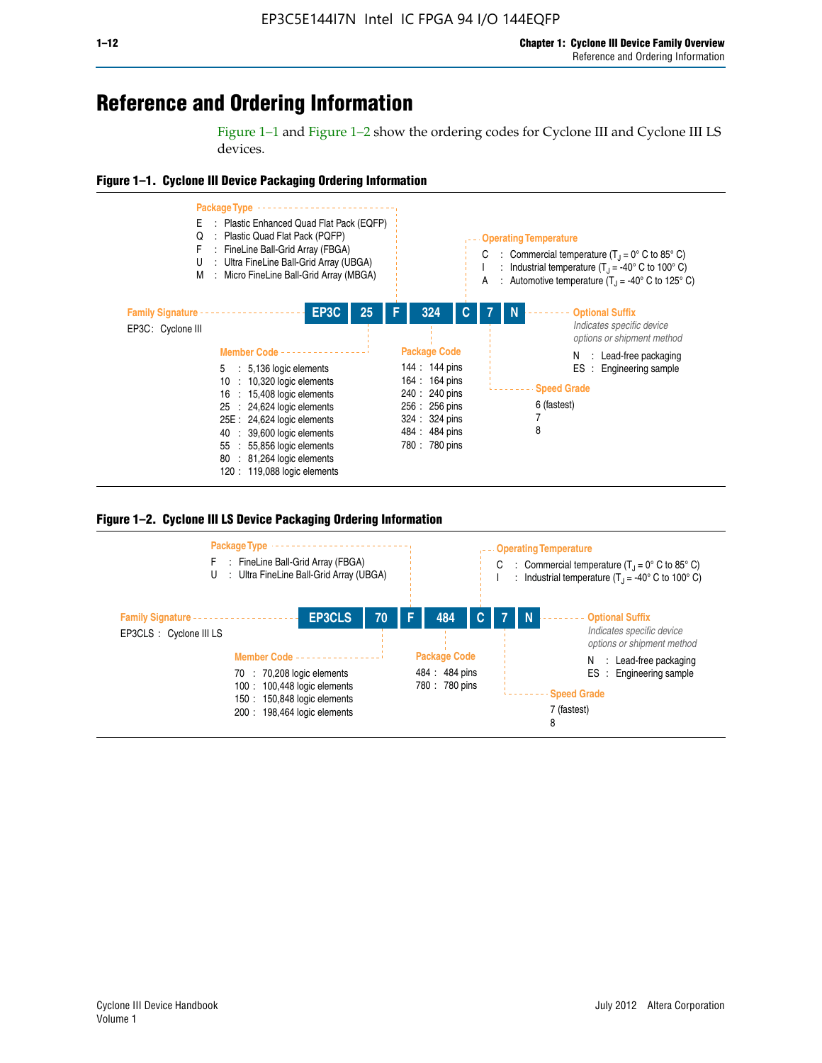# Reference and Ordering Information

Figure 1–1 and Figure 1–2 show the ordering codes for Cyclone III and Cyclone III LS devices.

**Figure 1–1. Cyclone III Device Packaging Ordering Information**

**EP3C | 25 | F | 324 | C | 7 | N**

**Family Signature**

EP3C : Cyclone III

**Member Code**

- 5 : 5,136 logic elements
- 10 : 10,320 logic elements
- 16 : 15,408 logic elements
- 25 : 24,624 logic elements
- 25E : 24,624 logic elements
- 40 : 39,600 logic elements
- 55 : 55,856 logic elements
- 80 : 81,264 logic elements
- 120 : 119,088 logic elements

**Package Type**

- E : Plastic Enhanced Quad Flat Pack (EQFP)
- Q : Plastic Quad Flat Pack (PQFP)
- F : FineLine Ball-Grid Array (FBGA)
- U : Ultra FineLine Ball-Grid Array (UBGA)
- M : Micro FineLine Ball-Grid Array (MBGA)

**Package Code**

- 144 : 144 pins
- 164 : 164 pins
- 240 : 240 pins
- 256 : 256 pins
- 324 : 324 pins
- 484 : 484 pins
- 780 : 780 pins

**Operating Temperature**

- C : Commercial temperature ($T_J$ = 0° C to 85° C)
- I : Industrial temperature ($T_J$ = -40° C to 100° C)
- A : Automotive temperature ($T_J$ = -40° C to 125° C)

**Speed Grade**

- 6 (fastest)
- 7
- 8

**Optional Suffix**

*Indicates specific device options or shipment method*

- N : Lead-free packaging
- ES : Engineering sample

**Figure 1–2. Cyclone III LS Device Packaging Ordering Information**

**EP3CLS | 70 | F | 484 | C | 7 | N**

**Family Signature**

EP3CLS : Cyclone III LS

**Member Code**

- 70 : 70,208 logic elements
- 100 : 100,448 logic elements
- 150 : 150,848 logic elements
- 200 : 198,464 logic elements

**Package Type**

- F : FineLine Ball-Grid Array (FBGA)
- U : Ultra FineLine Ball-Grid Array (UBGA)

**Package Code**

- 484 : 484 pins
- 780 : 780 pins

**Operating Temperature**

- C : Commercial temperature ($T_J$ = 0° C to 85° C)
- I : Industrial temperature ($T_J$ = -40° C to 100° C)

**Speed Grade**

- 7 (fastest)
- 8

**Optional Suffix**

*Indicates specific device options or shipment method*

- N : Lead-free packaging
- ES : Engineering sample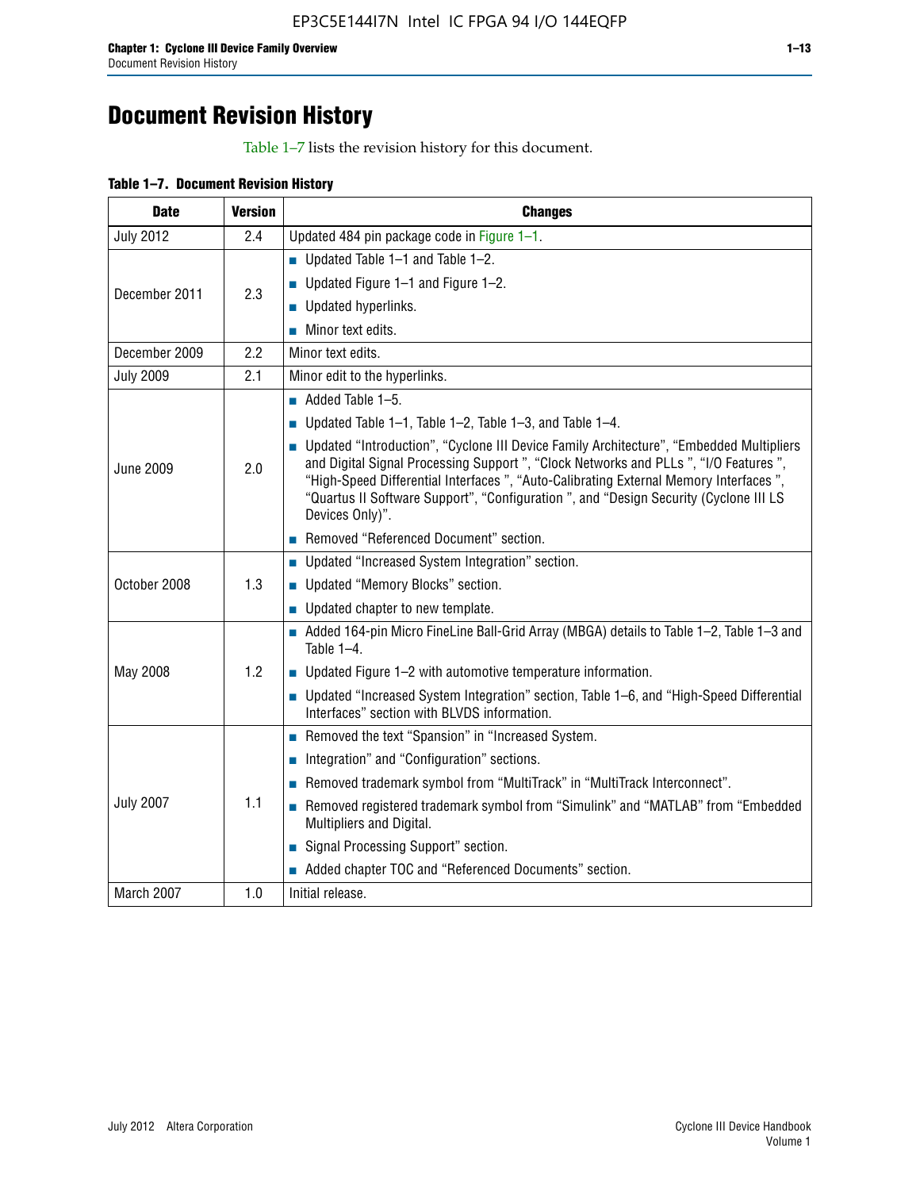# Document Revision History

Table 1–7 lists the revision history for this document.

**Table 1–7. Document Revision History**

| Date | Version | Changes |
|---|---|---|
| July 2012 | 2.4 | Updated 484 pin package code in Figure 1–1. |
| December 2011 | 2.3 | ■ Updated Table 1–1 and Table 1–2.<br>■ Updated Figure 1–1 and Figure 1–2.<br>■ Updated hyperlinks.<br>■ Minor text edits. |
| December 2009 | 2.2 | Minor text edits. |
| July 2009 | 2.1 | Minor edit to the hyperlinks. |
| June 2009 | 2.0 | ■ Added Table 1–5.<br>■ Updated Table 1–1, Table 1–2, Table 1–3, and Table 1–4.<br>■ Updated "Introduction", "Cyclone III Device Family Architecture", "Embedded Multipliers and Digital Signal Processing Support ", "Clock Networks and PLLs ", "I/O Features ", "High-Speed Differential Interfaces ", "Auto-Calibrating External Memory Interfaces ", "Quartus II Software Support", "Configuration ", and "Design Security (Cyclone III LS Devices Only)".<br>■ Removed "Referenced Document" section. |
| October 2008 | 1.3 | ■ Updated "Increased System Integration" section.<br>■ Updated "Memory Blocks" section.<br>■ Updated chapter to new template. |
| May 2008 | 1.2 | ■ Added 164-pin Micro FineLine Ball-Grid Array (MBGA) details to Table 1–2, Table 1–3 and Table 1–4.<br>■ Updated Figure 1–2 with automotive temperature information.<br>■ Updated "Increased System Integration" section, Table 1–6, and "High-Speed Differential Interfaces" section with BLVDS information. |
| July 2007 | 1.1 | ■ Removed the text "Spansion" in "Increased System.<br>■ Integration" and "Configuration" sections.<br>■ Removed trademark symbol from "MultiTrack" in "MultiTrack Interconnect".<br>■ Removed registered trademark symbol from "Simulink" and "MATLAB" from "Embedded Multipliers and Digital.<br>■ Signal Processing Support" section.<br>■ Added chapter TOC and "Referenced Documents" section. |
| March 2007 | 1.0 | Initial release. |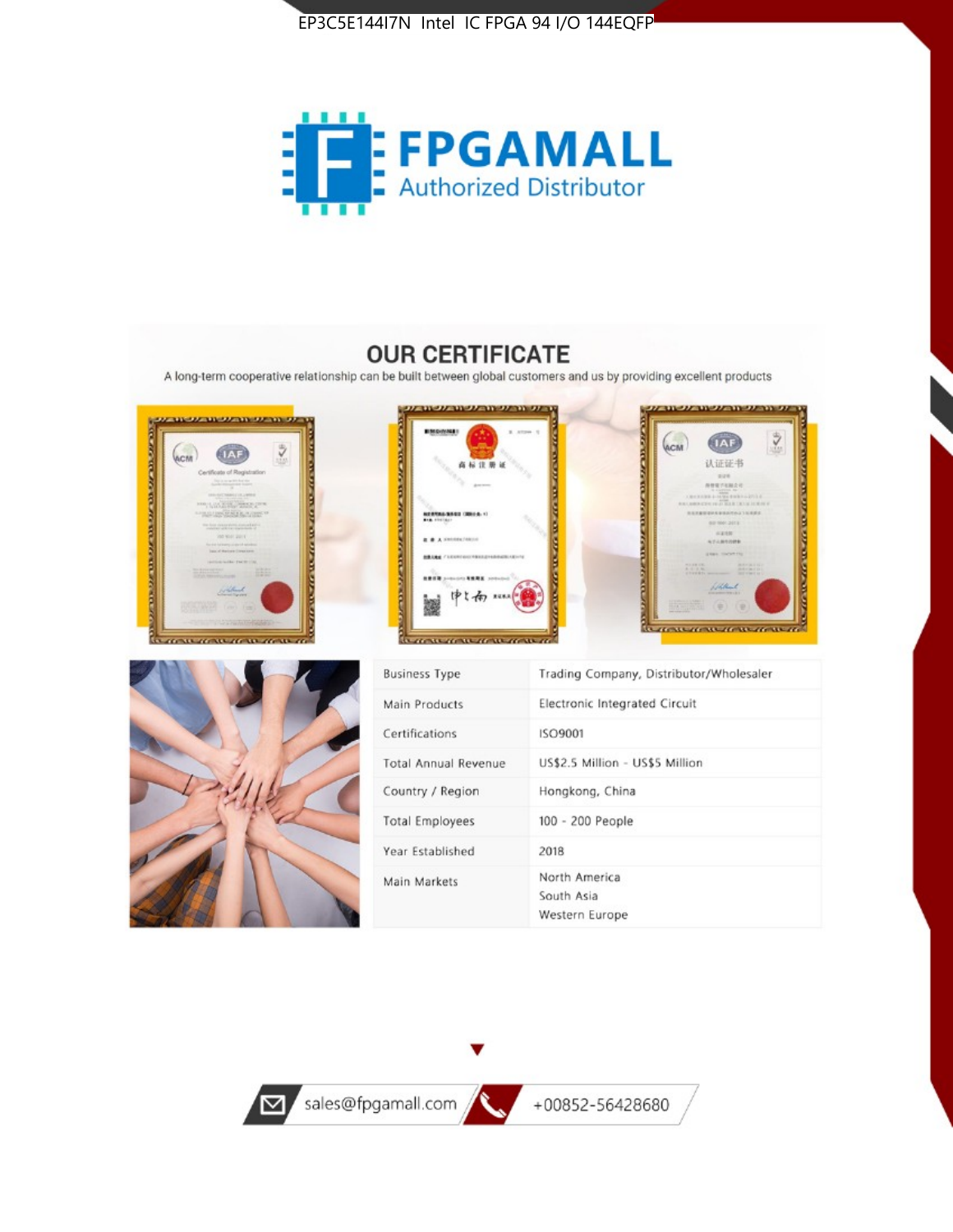FPGAMALL

Authorized Distributor

## OUR CERTIFICATE

A long-term cooperative relationship can be built between global customers and us by providing excellent products

| | |
|---|---|
| Business Type | Trading Company, Distributor/Wholesaler |
| Main Products | Electronic Integrated Circuit |
| Certifications | ISO9001 |
| Total Annual Revenue | US$2.5 Million - US$5 Million |
| Country / Region | Hongkong, China |
| Total Employees | 100 - 200 People |
| Year Established | 2018 |
| Main Markets | North America<br>South Asia<br>Western Europe |

sales@fpgamall.com

+00852-56428680